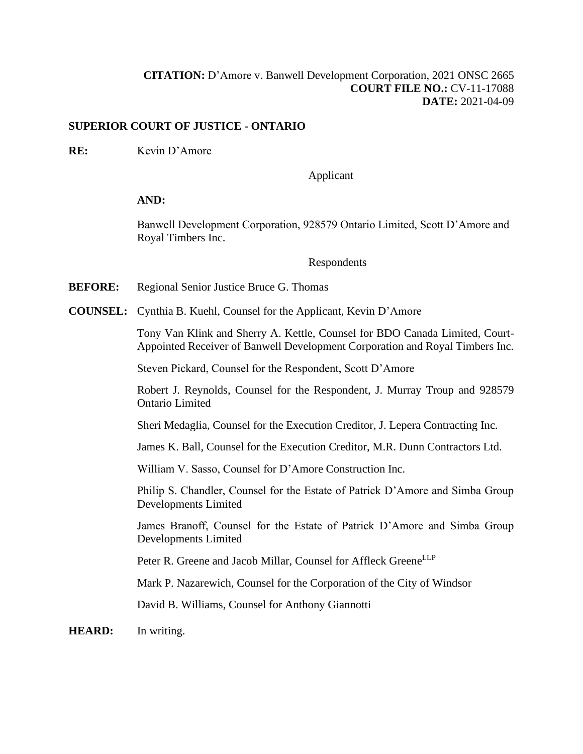**CITATION:** D'Amore v. Banwell Development Corporation, 2021 ONSC 2665
**COURT FILE NO.:** CV-11-17088
**DATE:** 2021-04-09

**SUPERIOR COURT OF JUSTICE - ONTARIO**

**RE:** Kevin D'Amore

Applicant

**AND:**

Banwell Development Corporation, 928579 Ontario Limited, Scott D'Amore and Royal Timbers Inc.

Respondents

**BEFORE:** Regional Senior Justice Bruce G. Thomas

**COUNSEL:** Cynthia B. Kuehl, Counsel for the Applicant, Kevin D'Amore

Tony Van Klink and Sherry A. Kettle, Counsel for BDO Canada Limited, Court-Appointed Receiver of Banwell Development Corporation and Royal Timbers Inc.

Steven Pickard, Counsel for the Respondent, Scott D'Amore

Robert J. Reynolds, Counsel for the Respondent, J. Murray Troup and 928579 Ontario Limited

Sheri Medaglia, Counsel for the Execution Creditor, J. Lepera Contracting Inc.

James K. Ball, Counsel for the Execution Creditor, M.R. Dunn Contractors Ltd.

William V. Sasso, Counsel for D'Amore Construction Inc.

Philip S. Chandler, Counsel for the Estate of Patrick D'Amore and Simba Group Developments Limited

James Branoff, Counsel for the Estate of Patrick D'Amore and Simba Group Developments Limited

Peter R. Greene and Jacob Millar, Counsel for Affleck Greene[LLP]

Mark P. Nazarewich, Counsel for the Corporation of the City of Windsor

David B. Williams, Counsel for Anthony Giannotti

**HEARD:** In writing.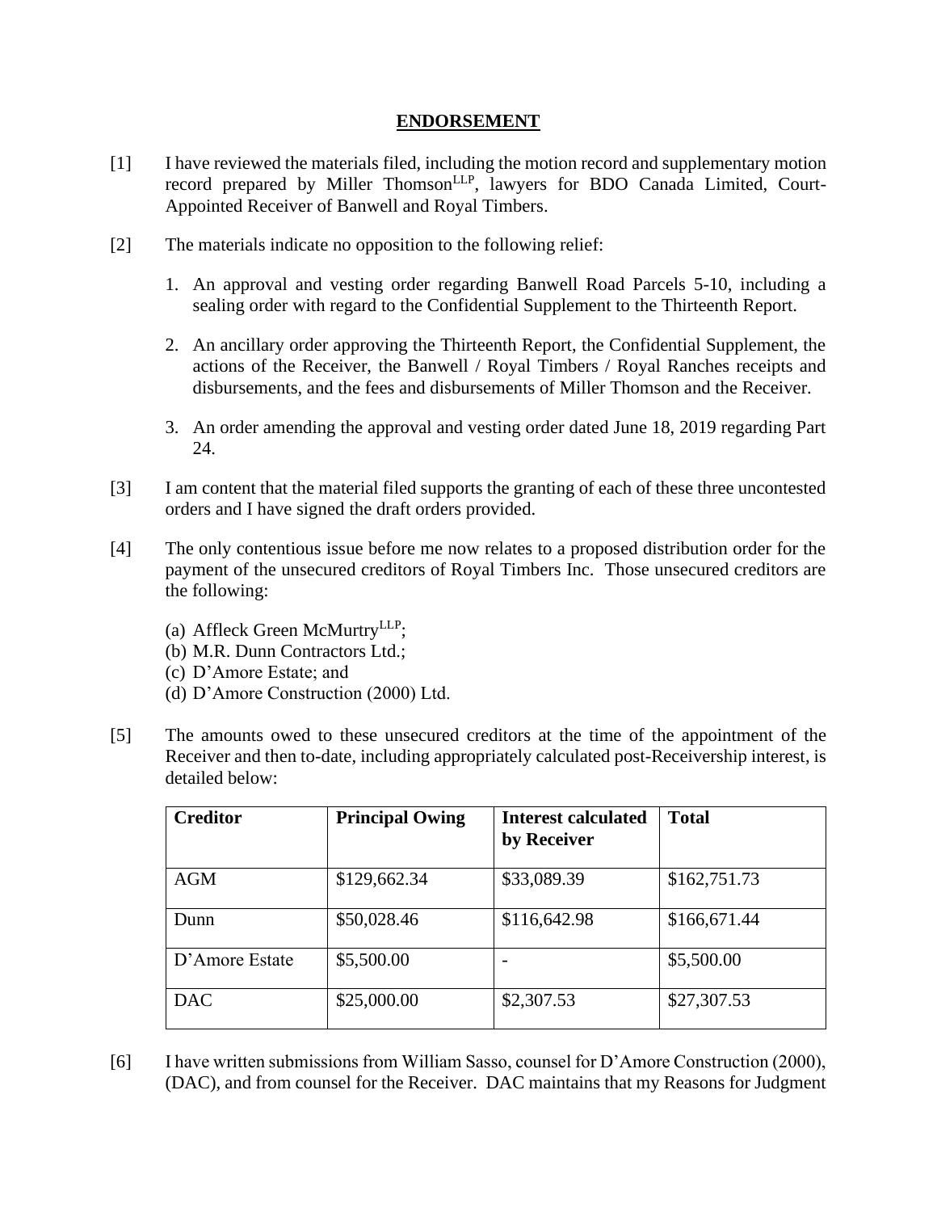## ENDORSEMENT

[1] I have reviewed the materials filed, including the motion record and supplementary motion record prepared by Miller Thomson[LLP], lawyers for BDO Canada Limited, Court-Appointed Receiver of Banwell and Royal Timbers.

[2] The materials indicate no opposition to the following relief:

1. An approval and vesting order regarding Banwell Road Parcels 5-10, including a sealing order with regard to the Confidential Supplement to the Thirteenth Report.
2. An ancillary order approving the Thirteenth Report, the Confidential Supplement, the actions of the Receiver, the Banwell / Royal Timbers / Royal Ranches receipts and disbursements, and the fees and disbursements of Miller Thomson and the Receiver.
3. An order amending the approval and vesting order dated June 18, 2019 regarding Part 24.

[3] I am content that the material filed supports the granting of each of these three uncontested orders and I have signed the draft orders provided.

[4] The only contentious issue before me now relates to a proposed distribution order for the payment of the unsecured creditors of Royal Timbers Inc. Those unsecured creditors are the following:

(a) Affleck Green McMurtry[LLP];
(b) M.R. Dunn Contractors Ltd.;
(c) D'Amore Estate; and
(d) D'Amore Construction (2000) Ltd.

[5] The amounts owed to these unsecured creditors at the time of the appointment of the Receiver and then to-date, including appropriately calculated post-Receivership interest, is detailed below:

| Creditor | Principal Owing | Interest calculated by Receiver | Total |
|---|---|---|---|
| AGM | $129,662.34 | $33,089.39 | $162,751.73 |
| Dunn | $50,028.46 | $116,642.98 | $166,671.44 |
| D'Amore Estate | $5,500.00 | - | $5,500.00 |
| DAC | $25,000.00 | $2,307.53 | $27,307.53 |

[6] I have written submissions from William Sasso, counsel for D'Amore Construction (2000), (DAC), and from counsel for the Receiver. DAC maintains that my Reasons for Judgment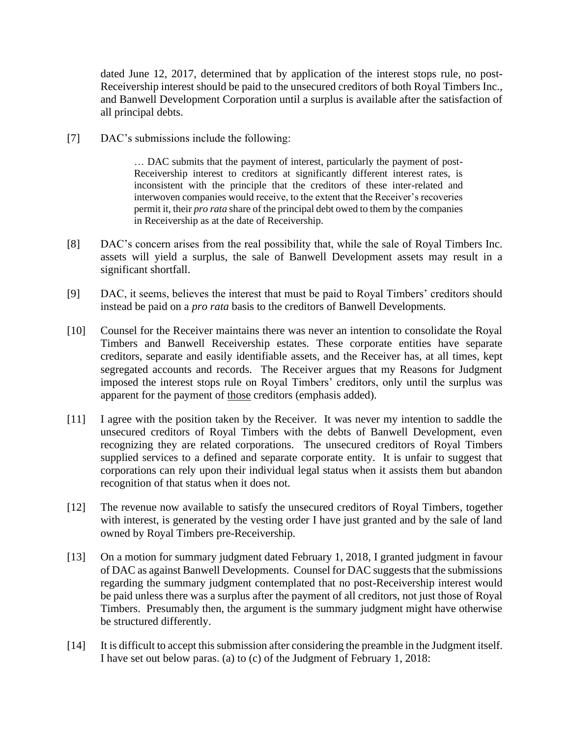dated June 12, 2017, determined that by application of the interest stops rule, no post-Receivership interest should be paid to the unsecured creditors of both Royal Timbers Inc., and Banwell Development Corporation until a surplus is available after the satisfaction of all principal debts.

[7] DAC's submissions include the following:

> … DAC submits that the payment of interest, particularly the payment of post-Receivership interest to creditors at significantly different interest rates, is inconsistent with the principle that the creditors of these inter-related and interwoven companies would receive, to the extent that the Receiver's recoveries permit it, their *pro rata* share of the principal debt owed to them by the companies in Receivership as at the date of Receivership.

[8] DAC's concern arises from the real possibility that, while the sale of Royal Timbers Inc. assets will yield a surplus, the sale of Banwell Development assets may result in a significant shortfall.

[9] DAC, it seems, believes the interest that must be paid to Royal Timbers' creditors should instead be paid on a *pro rata* basis to the creditors of Banwell Developments.

[10] Counsel for the Receiver maintains there was never an intention to consolidate the Royal Timbers and Banwell Receivership estates. These corporate entities have separate creditors, separate and easily identifiable assets, and the Receiver has, at all times, kept segregated accounts and records. The Receiver argues that my Reasons for Judgment imposed the interest stops rule on Royal Timbers' creditors, only until the surplus was apparent for the payment of <u>those</u> creditors (emphasis added).

[11] I agree with the position taken by the Receiver. It was never my intention to saddle the unsecured creditors of Royal Timbers with the debts of Banwell Development, even recognizing they are related corporations. The unsecured creditors of Royal Timbers supplied services to a defined and separate corporate entity. It is unfair to suggest that corporations can rely upon their individual legal status when it assists them but abandon recognition of that status when it does not.

[12] The revenue now available to satisfy the unsecured creditors of Royal Timbers, together with interest, is generated by the vesting order I have just granted and by the sale of land owned by Royal Timbers pre-Receivership.

[13] On a motion for summary judgment dated February 1, 2018, I granted judgment in favour of DAC as against Banwell Developments. Counsel for DAC suggests that the submissions regarding the summary judgment contemplated that no post-Receivership interest would be paid unless there was a surplus after the payment of all creditors, not just those of Royal Timbers. Presumably then, the argument is the summary judgment might have otherwise be structured differently.

[14] It is difficult to accept this submission after considering the preamble in the Judgment itself. I have set out below paras. (a) to (c) of the Judgment of February 1, 2018: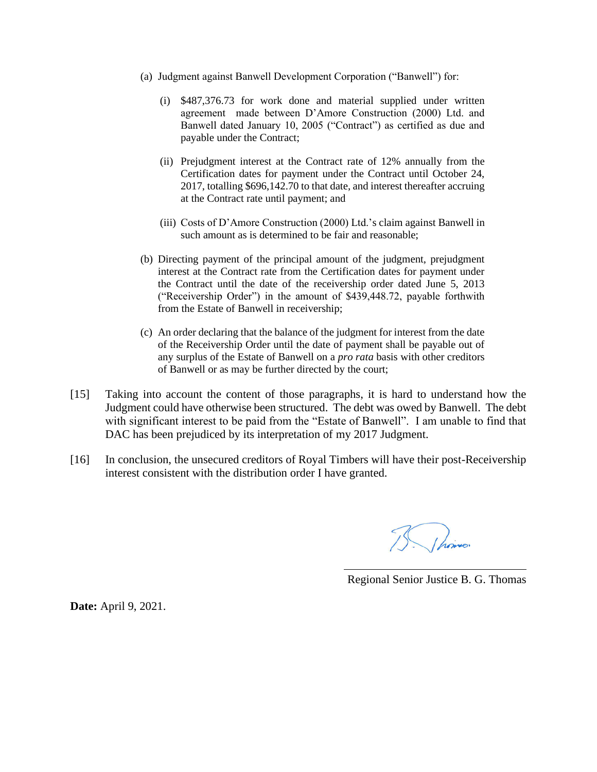(a) Judgment against Banwell Development Corporation ("Banwell") for:

  (i) $487,376.73 for work done and material supplied under written agreement made between D'Amore Construction (2000) Ltd. and Banwell dated January 10, 2005 ("Contract") as certified as due and payable under the Contract;

  (ii) Prejudgment interest at the Contract rate of 12% annually from the Certification dates for payment under the Contract until October 24, 2017, totalling $696,142.70 to that date, and interest thereafter accruing at the Contract rate until payment; and

  (iii) Costs of D'Amore Construction (2000) Ltd.'s claim against Banwell in such amount as is determined to be fair and reasonable;

(b) Directing payment of the principal amount of the judgment, prejudgment interest at the Contract rate from the Certification dates for payment under the Contract until the date of the receivership order dated June 5, 2013 ("Receivership Order") in the amount of $439,448.72, payable forthwith from the Estate of Banwell in receivership;

(c) An order declaring that the balance of the judgment for interest from the date of the Receivership Order until the date of payment shall be payable out of any surplus of the Estate of Banwell on a *pro rata* basis with other creditors of Banwell or as may be further directed by the court;

[15] Taking into account the content of those paragraphs, it is hard to understand how the Judgment could have otherwise been structured. The debt was owed by Banwell. The debt with significant interest to be paid from the "Estate of Banwell". I am unable to find that DAC has been prejudiced by its interpretation of my 2017 Judgment.

[16] In conclusion, the unsecured creditors of Royal Timbers will have their post-Receivership interest consistent with the distribution order I have granted.

Regional Senior Justice B. G. Thomas

**Date:** April 9, 2021.